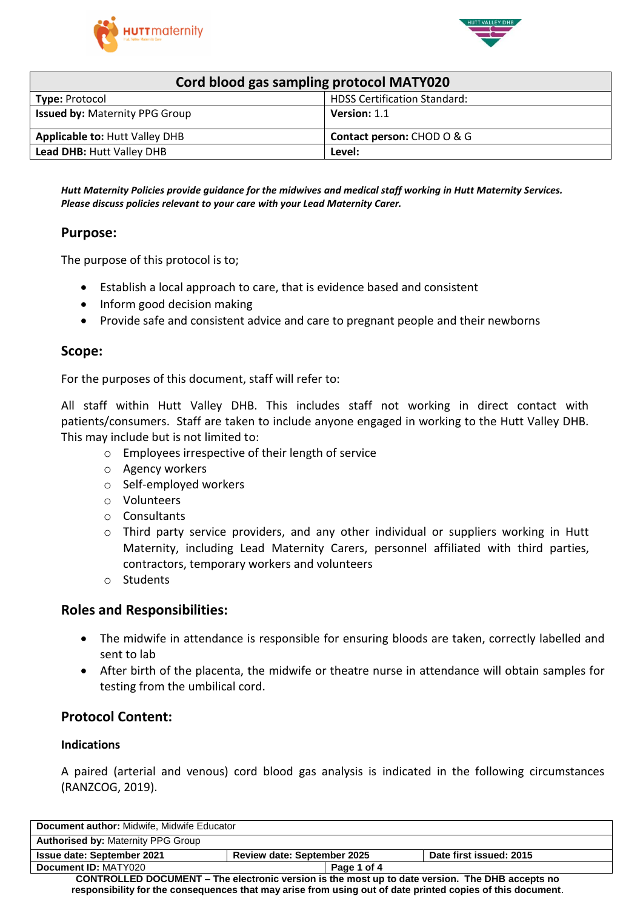| Cord blood gas sampling protocol MATY020 | |
|---|---|
| **Type:** Protocol | HDSS Certification Standard: |
| **Issued by:** Maternity PPG Group | **Version:** 1.1 |
| **Applicable to:** Hutt Valley DHB | **Contact person:** CHOD O & G |
| **Lead DHB:** Hutt Valley DHB | **Level:** |

***Hutt Maternity Policies provide guidance for the midwives and medical staff working in Hutt Maternity Services. Please discuss policies relevant to your care with your Lead Maternity Carer.***

## Purpose:

The purpose of this protocol is to;

- Establish a local approach to care, that is evidence based and consistent
- Inform good decision making
- Provide safe and consistent advice and care to pregnant people and their newborns

## Scope:

For the purposes of this document, staff will refer to:

All staff within Hutt Valley DHB. This includes staff not working in direct contact with patients/consumers. Staff are taken to include anyone engaged in working to the Hutt Valley DHB. This may include but is not limited to:

- Employees irrespective of their length of service
- Agency workers
- Self-employed workers
- Volunteers
- Consultants
- Third party service providers, and any other individual or suppliers working in Hutt Maternity, including Lead Maternity Carers, personnel affiliated with third parties, contractors, temporary workers and volunteers
- Students

## Roles and Responsibilities:

- The midwife in attendance is responsible for ensuring bloods are taken, correctly labelled and sent to lab
- After birth of the placenta, the midwife or theatre nurse in attendance will obtain samples for testing from the umbilical cord.

## Protocol Content:

### Indications

A paired (arterial and venous) cord blood gas analysis is indicated in the following circumstances (RANZCOG, 2019).

| **Document author:** Midwife, Midwife Educator | | |
|---|---|---|
| **Authorised by:** Maternity PPG Group | | |
| **Issue date: September 2021** | **Review date: September 2025** | **Date first issued: 2015** |
| **Document ID:** MATY020 | | |

**CONTROLLED DOCUMENT – The electronic version is the most up to date version. The DHB accepts no responsibility for the consequences that may arise from using out of date printed copies of this document**.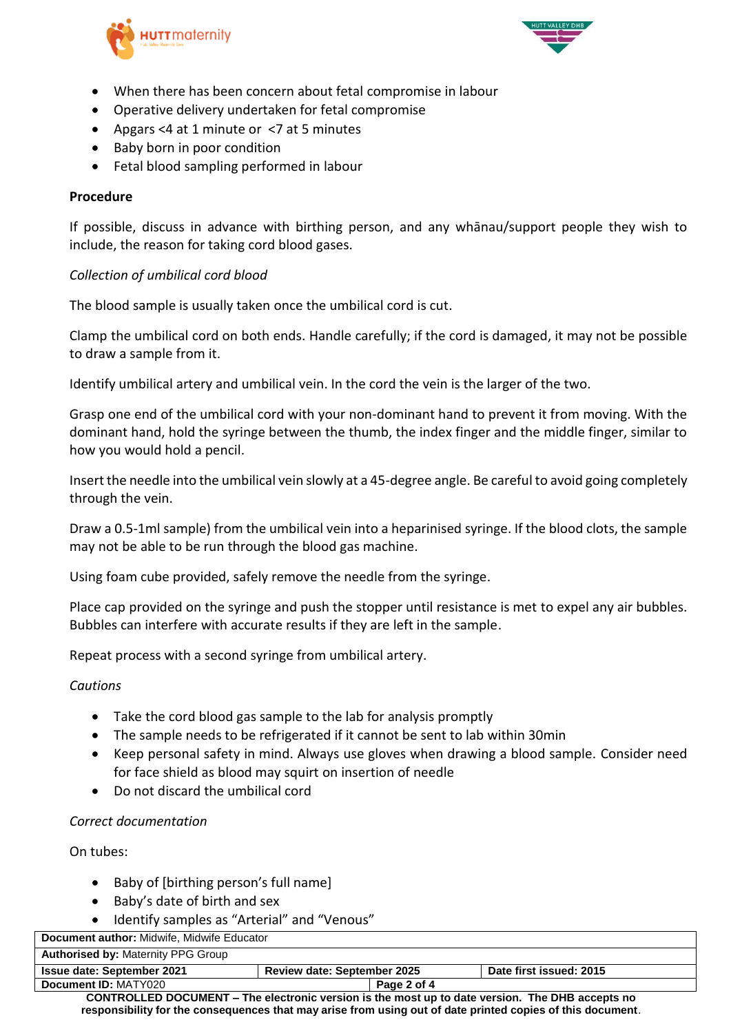- When there has been concern about fetal compromise in labour
- Operative delivery undertaken for fetal compromise
- Apgars <4 at 1 minute or <7 at 5 minutes
- Baby born in poor condition
- Fetal blood sampling performed in labour

**Procedure**

If possible, discuss in advance with birthing person, and any whānau/support people they wish to include, the reason for taking cord blood gases.

*Collection of umbilical cord blood*

The blood sample is usually taken once the umbilical cord is cut.

Clamp the umbilical cord on both ends. Handle carefully; if the cord is damaged, it may not be possible to draw a sample from it.

Identify umbilical artery and umbilical vein. In the cord the vein is the larger of the two.

Grasp one end of the umbilical cord with your non-dominant hand to prevent it from moving. With the dominant hand, hold the syringe between the thumb, the index finger and the middle finger, similar to how you would hold a pencil.

Insert the needle into the umbilical vein slowly at a 45-degree angle. Be careful to avoid going completely through the vein.

Draw a 0.5-1ml sample) from the umbilical vein into a heparinised syringe. If the blood clots, the sample may not be able to be run through the blood gas machine.

Using foam cube provided, safely remove the needle from the syringe.

Place cap provided on the syringe and push the stopper until resistance is met to expel any air bubbles. Bubbles can interfere with accurate results if they are left in the sample.

Repeat process with a second syringe from umbilical artery.

*Cautions*

- Take the cord blood gas sample to the lab for analysis promptly
- The sample needs to be refrigerated if it cannot be sent to lab within 30min
- Keep personal safety in mind. Always use gloves when drawing a blood sample. Consider need for face shield as blood may squirt on insertion of needle
- Do not discard the umbilical cord

*Correct documentation*

On tubes:

- Baby of [birthing person's full name]
- Baby's date of birth and sex
- Identify samples as "Arterial" and "Venous"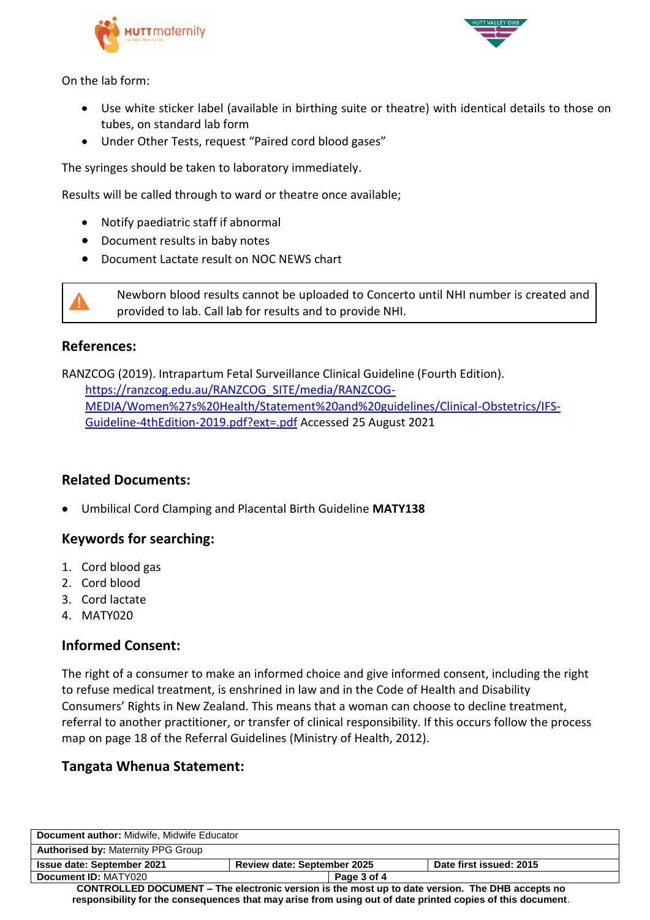On the lab form:

- Use white sticker label (available in birthing suite or theatre) with identical details to those on tubes, on standard lab form
- Under Other Tests, request "Paired cord blood gases"

The syringes should be taken to laboratory immediately.

Results will be called through to ward or theatre once available;

- Notify paediatric staff if abnormal
- Document results in baby notes
- Document Lactate result on NOC NEWS chart

> ⚠ Newborn blood results cannot be uploaded to Concerto until NHI number is created and provided to lab. Call lab for results and to provide NHI.

## References:

RANZCOG (2019). Intrapartum Fetal Surveillance Clinical Guideline (Fourth Edition). https://ranzcog.edu.au/RANZCOG_SITE/media/RANZCOG-MEDIA/Women%27s%20Health/Statement%20and%20guidelines/Clinical-Obstetrics/IFS-Guideline-4thEdition-2019.pdf?ext=.pdf Accessed 25 August 2021

## Related Documents:

- Umbilical Cord Clamping and Placental Birth Guideline **MATY138**

## Keywords for searching:

1. Cord blood gas
2. Cord blood
3. Cord lactate
4. MATY020

## Informed Consent:

The right of a consumer to make an informed choice and give informed consent, including the right to refuse medical treatment, is enshrined in law and in the Code of Health and Disability Consumers' Rights in New Zealand. This means that a woman can choose to decline treatment, referral to another practitioner, or transfer of clinical responsibility. If this occurs follow the process map on page 18 of the Referral Guidelines (Ministry of Health, 2012).

## Tangata Whenua Statement: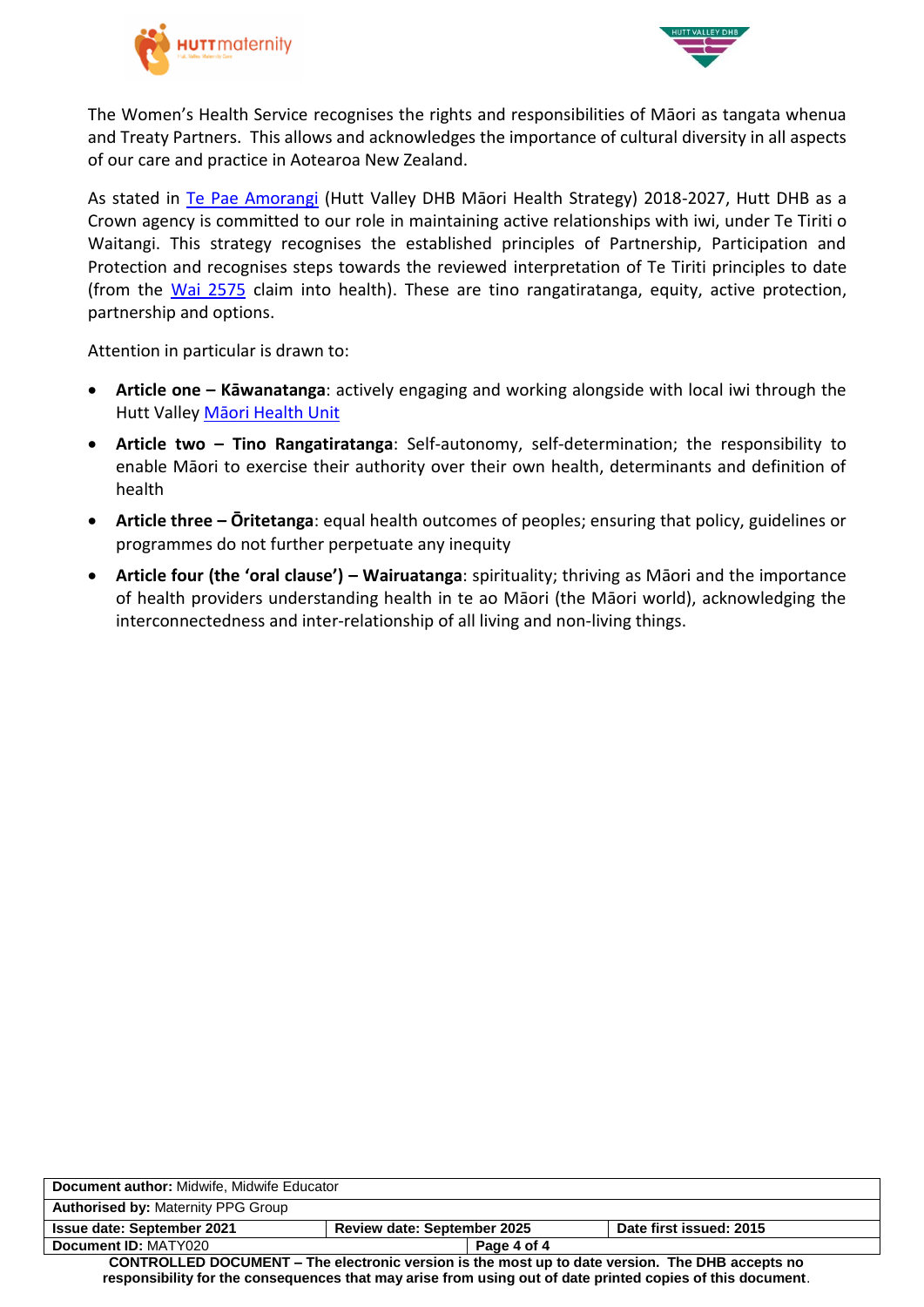The Women's Health Service recognises the rights and responsibilities of Māori as tangata whenua and Treaty Partners. This allows and acknowledges the importance of cultural diversity in all aspects of our care and practice in Aotearoa New Zealand.

As stated in Te Pae Amorangi (Hutt Valley DHB Māori Health Strategy) 2018-2027, Hutt DHB as a Crown agency is committed to our role in maintaining active relationships with iwi, under Te Tiriti o Waitangi. This strategy recognises the established principles of Partnership, Participation and Protection and recognises steps towards the reviewed interpretation of Te Tiriti principles to date (from the Wai 2575 claim into health). These are tino rangatiratanga, equity, active protection, partnership and options.

Attention in particular is drawn to:

- **Article one – Kāwanatanga**: actively engaging and working alongside with local iwi through the Hutt Valley Māori Health Unit
- **Article two – Tino Rangatiratanga**: Self-autonomy, self-determination; the responsibility to enable Māori to exercise their authority over their own health, determinants and definition of health
- **Article three – Ōritetanga**: equal health outcomes of peoples; ensuring that policy, guidelines or programmes do not further perpetuate any inequity
- **Article four (the 'oral clause') – Wairuatanga**: spirituality; thriving as Māori and the importance of health providers understanding health in te ao Māori (the Māori world), acknowledging the interconnectedness and inter-relationship of all living and non-living things.